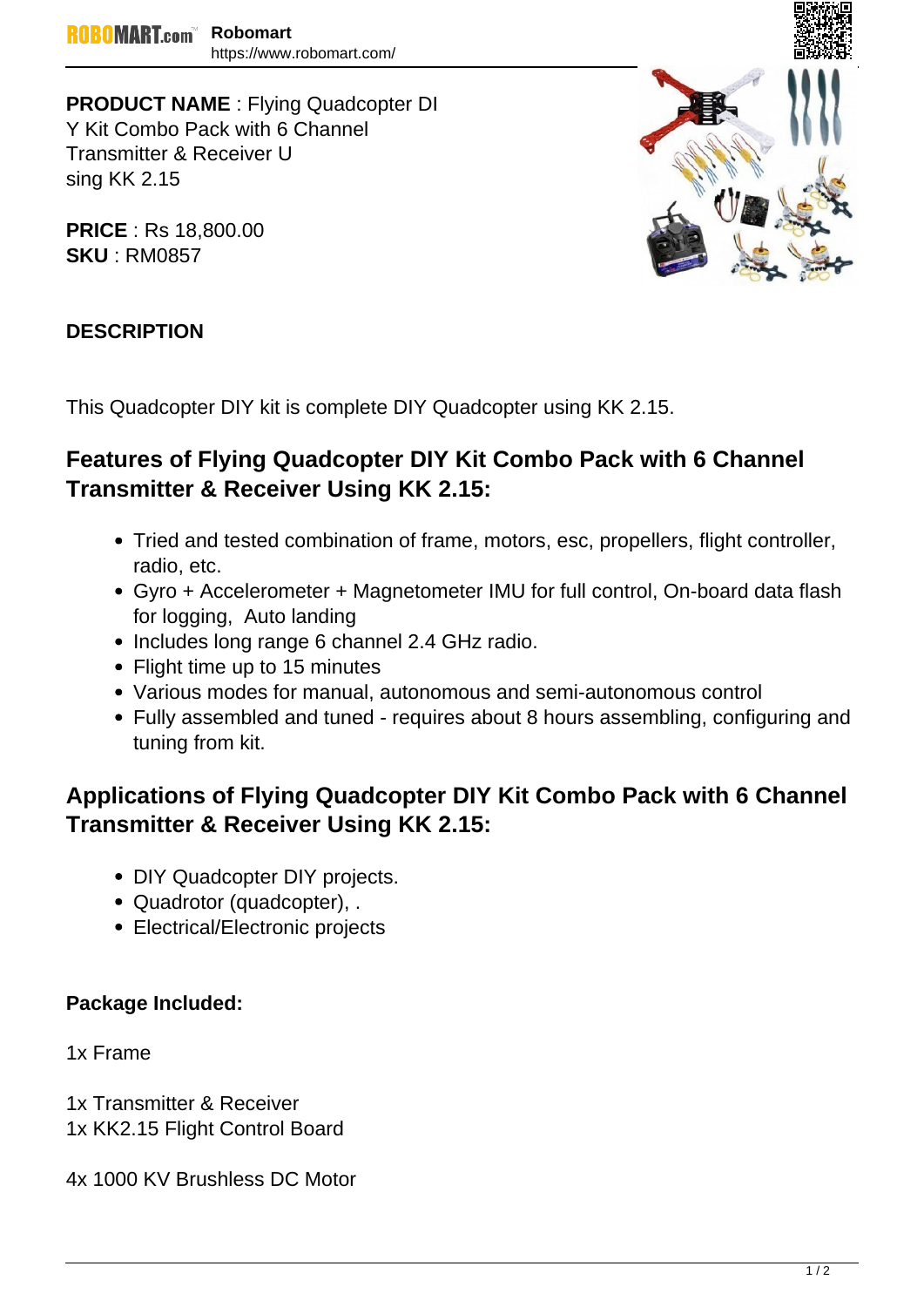**PRODUCT NAME** : Flying Quadcopter DIY Kit Combo Pack with 6 Channel Transmitter & Receiver Using KK 2.15

**PRICE** : Rs 18,800.00
**SKU** : RM0857

**DESCRIPTION**

This Quadcopter DIY kit is complete DIY Quadcopter using KK 2.15.

## Features of Flying Quadcopter DIY Kit Combo Pack with 6 Channel Transmitter & Receiver Using KK 2.15:

- Tried and tested combination of frame, motors, esc, propellers, flight controller, radio, etc.
- Gyro + Accelerometer + Magnetometer IMU for full control, On-board data flash for logging, Auto landing
- Includes long range 6 channel 2.4 GHz radio.
- Flight time up to 15 minutes
- Various modes for manual, autonomous and semi-autonomous control
- Fully assembled and tuned - requires about 8 hours assembling, configuring and tuning from kit.

## Applications of Flying Quadcopter DIY Kit Combo Pack with 6 Channel Transmitter & Receiver Using KK 2.15:

- DIY Quadcopter DIY projects.
- Quadrotor (quadcopter), .
- Electrical/Electronic projects

**Package Included:**

1x Frame

1x Transmitter & Receiver
1x KK2.15 Flight Control Board

4x 1000 KV Brushless DC Motor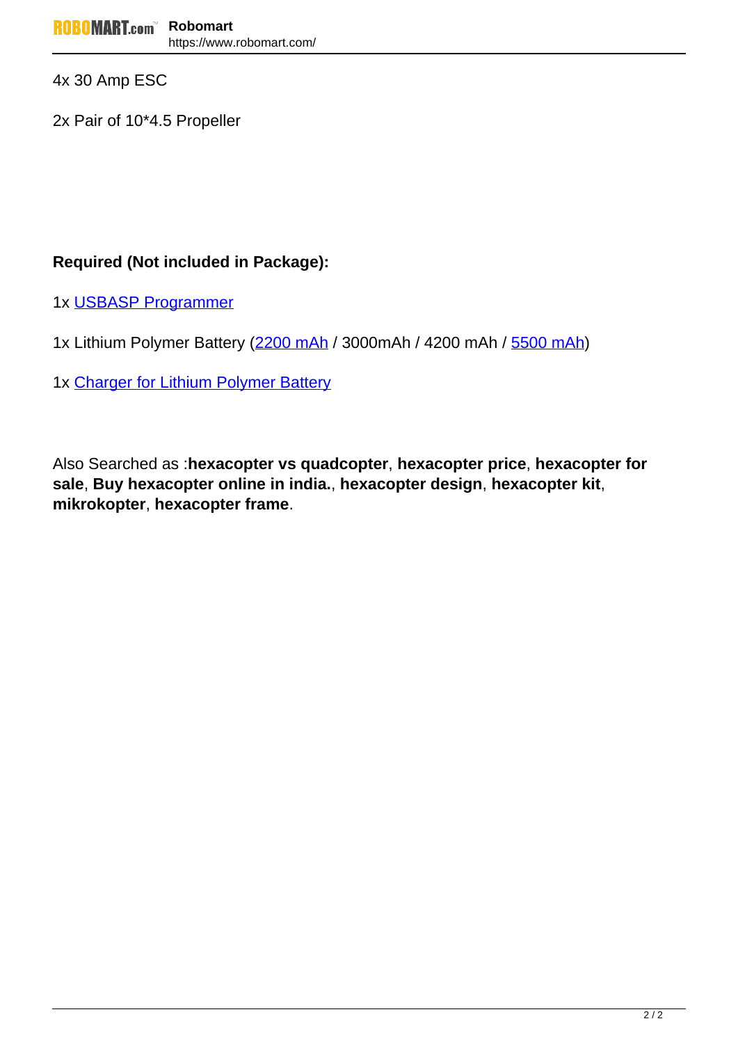4x 30 Amp ESC

2x Pair of 10*4.5 Propeller

**Required (Not included in Package):**

1x USBASP Programmer

1x Lithium Polymer Battery (2200 mAh / 3000mAh / 4200 mAh / 5500 mAh)

1x Charger for Lithium Polymer Battery

Also Searched as :**hexacopter vs quadcopter**, **hexacopter price**, **hexacopter for sale**, **Buy hexacopter online in india.**, **hexacopter design**, **hexacopter kit**, **mikrokopter**, **hexacopter frame**.